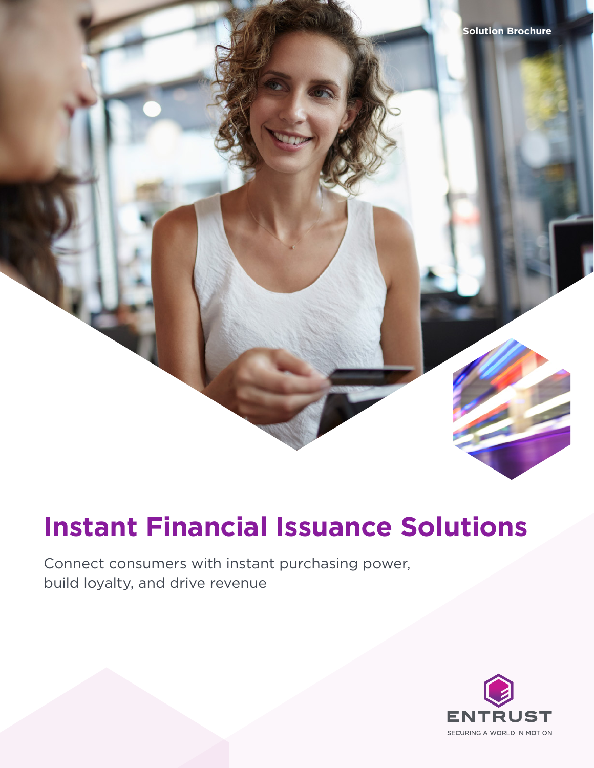Solution Brochure

# Instant Financial Issuance Solutions

Connect consumers with instant purchasing power, build loyalty, and drive revenue

ENTRUST

SECURING A WORLD IN MOTION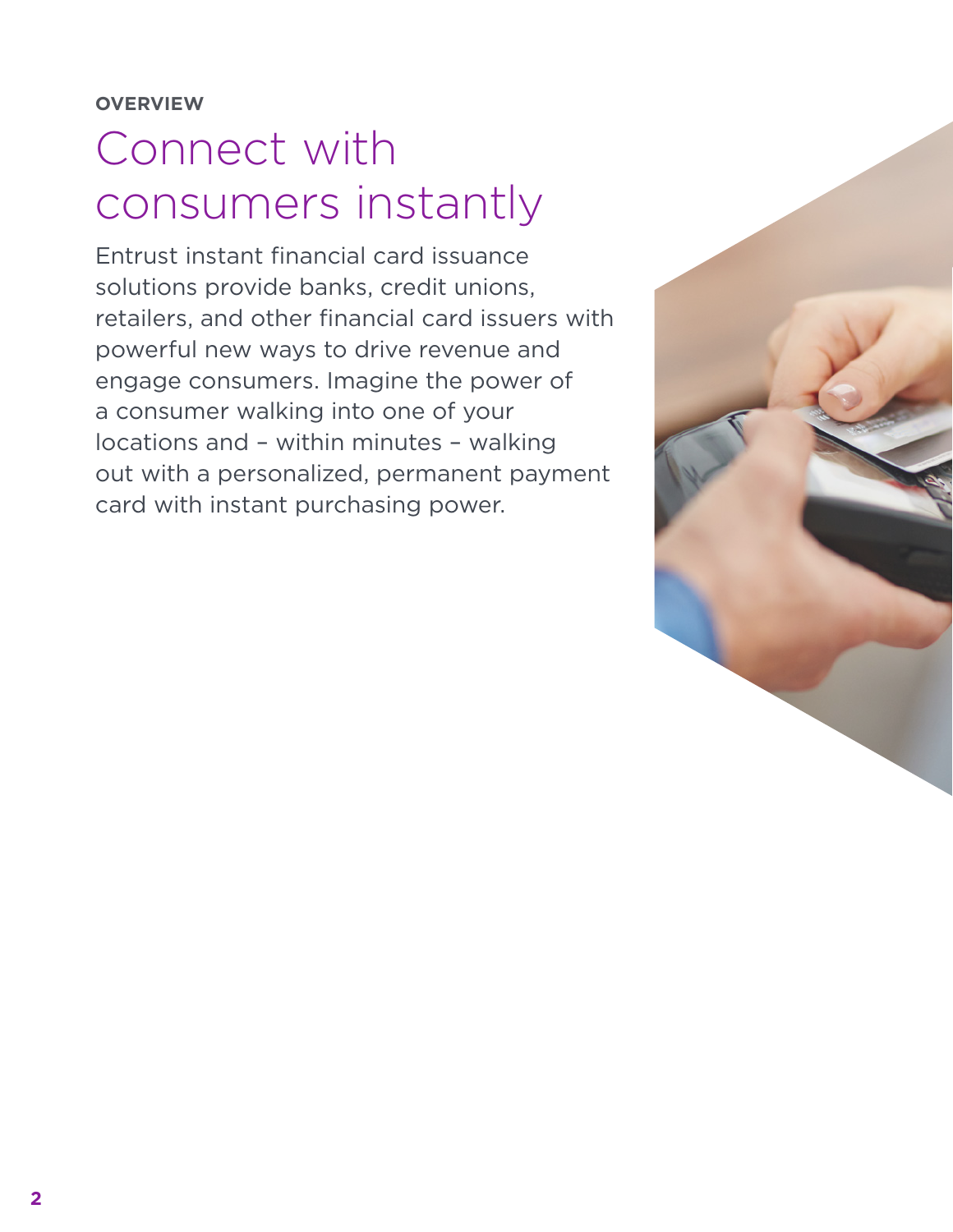**OVERVIEW**

# Connect with consumers instantly

Entrust instant financial card issuance solutions provide banks, credit unions, retailers, and other financial card issuers with powerful new ways to drive revenue and engage consumers. Imagine the power of a consumer walking into one of your locations and – within minutes – walking out with a personalized, permanent payment card with instant purchasing power.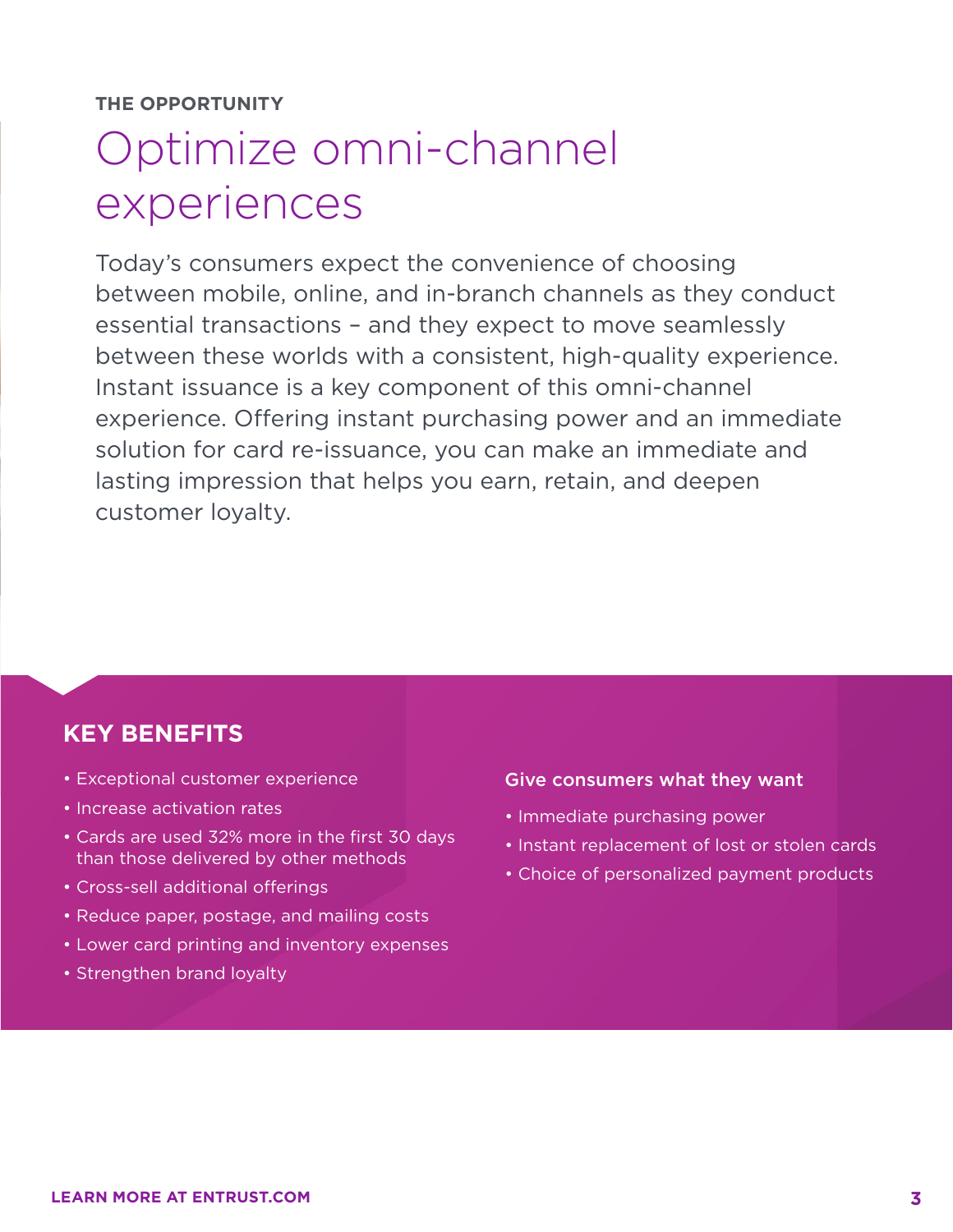THE OPPORTUNITY

# Optimize omni-channel experiences

Today's consumers expect the convenience of choosing between mobile, online, and in-branch channels as they conduct essential transactions – and they expect to move seamlessly between these worlds with a consistent, high-quality experience. Instant issuance is a key component of this omni-channel experience. Offering instant purchasing power and an immediate solution for card re-issuance, you can make an immediate and lasting impression that helps you earn, retain, and deepen customer loyalty.

## KEY BENEFITS

- Exceptional customer experience
- Increase activation rates
- Cards are used 32% more in the first 30 days than those delivered by other methods
- Cross-sell additional offerings
- Reduce paper, postage, and mailing costs
- Lower card printing and inventory expenses
- Strengthen brand loyalty

### Give consumers what they want

- Immediate purchasing power
- Instant replacement of lost or stolen cards
- Choice of personalized payment products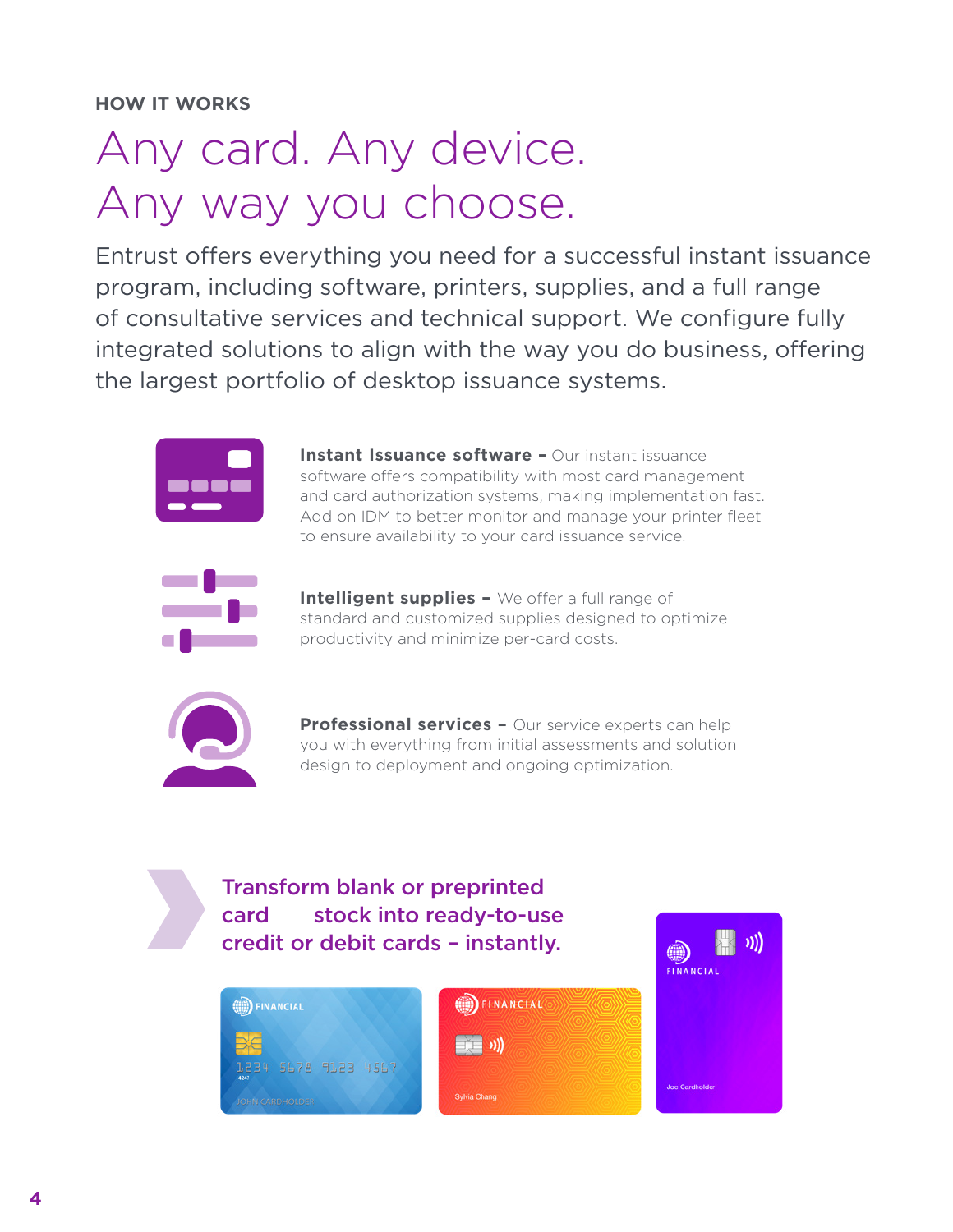HOW IT WORKS

# Any card. Any device. Any way you choose.

Entrust offers everything you need for a successful instant issuance program, including software, printers, supplies, and a full range of consultative services and technical support. We configure fully integrated solutions to align with the way you do business, offering the largest portfolio of desktop issuance systems.

**Instant Issuance software –** Our instant issuance software offers compatibility with most card management and card authorization systems, making implementation fast. Add on IDM to better monitor and manage your printer fleet to ensure availability to your card issuance service.

**Intelligent supplies –** We offer a full range of standard and customized supplies designed to optimize productivity and minimize per-card costs.

**Professional services –** Our service experts can help you with everything from initial assessments and solution design to deployment and ongoing optimization.

**Transform blank or preprinted card stock into ready-to-use credit or debit cards – instantly.**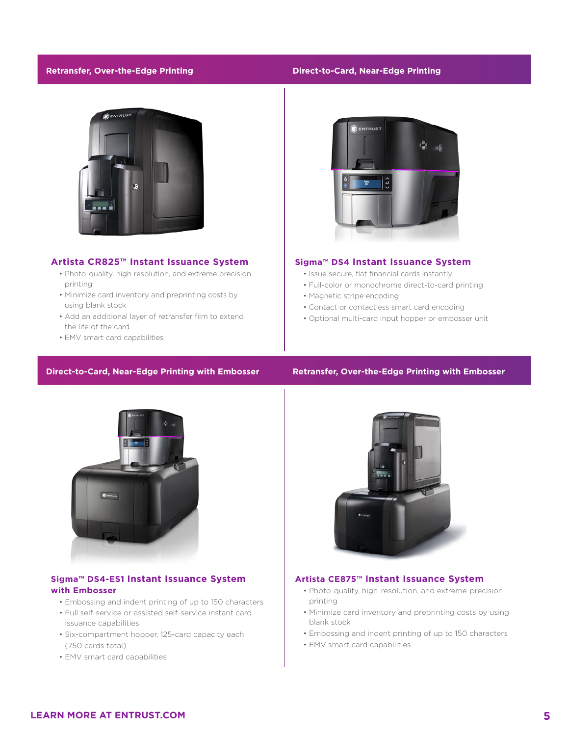## Retransfer, Over-the-Edge Printing

### Artista CR825™ Instant Issuance System

- Photo-quality, high resolution, and extreme precision printing
- Minimize card inventory and preprinting costs by using blank stock
- Add an additional layer of retransfer film to extend the life of the card
- EMV smart card capabilities

## Direct-to-Card, Near-Edge Printing

### Sigma™ DS4 Instant Issuance System

- Issue secure, flat financial cards instantly
- Full-color or monochrome direct-to-card printing
- Magnetic stripe encoding
- Contact or contactless smart card encoding
- Optional multi-card input hopper or embosser unit

## Direct-to-Card, Near-Edge Printing with Embosser

### Sigma™ DS4-ES1 Instant Issuance System with Embosser

- Embossing and indent printing of up to 150 characters
- Full self-service or assisted self-service instant card issuance capabilities
- Six-compartment hopper, 125-card capacity each (750 cards total)
- EMV smart card capabilities

## Retransfer, Over-the-Edge Printing with Embosser

### Artista CE875™ Instant Issuance System

- Photo-quality, high-resolution, and extreme-precision printing
- Minimize card inventory and preprinting costs by using blank stock
- Embossing and indent printing of up to 150 characters
- EMV smart card capabilities

**LEARN MORE AT ENTRUST.COM**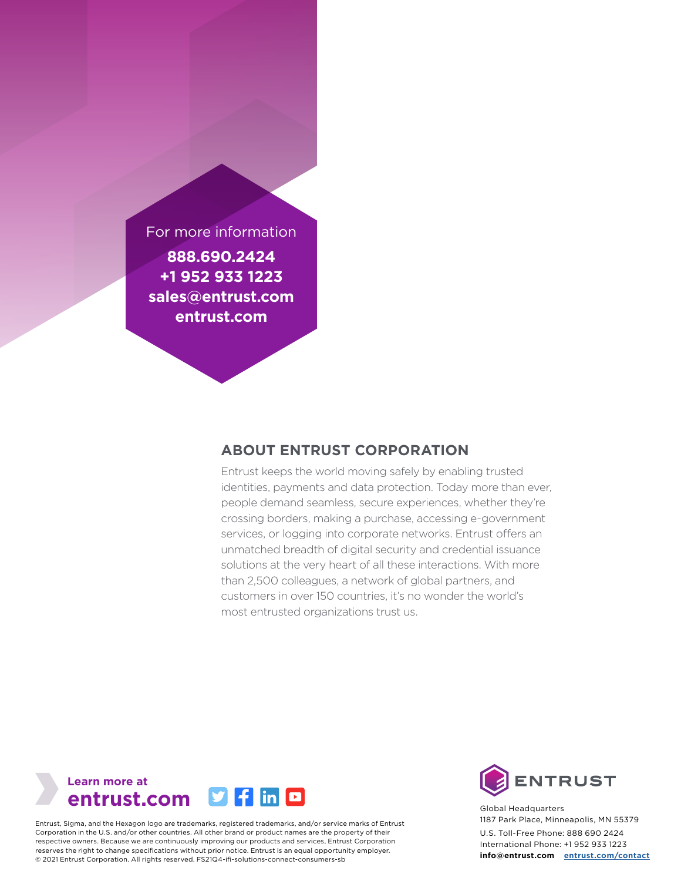For more information

**888.690.2424**
**+1 952 933 1223**
**sales@entrust.com**
**entrust.com**

## ABOUT ENTRUST CORPORATION

Entrust keeps the world moving safely by enabling trusted identities, payments and data protection. Today more than ever, people demand seamless, secure experiences, whether they're crossing borders, making a purchase, accessing e-government services, or logging into corporate networks. Entrust offers an unmatched breadth of digital security and credential issuance solutions at the very heart of all these interactions. With more than 2,500 colleagues, a network of global partners, and customers in over 150 countries, it's no wonder the world's most entrusted organizations trust us.

**Learn more at**
**entrust.com**

Entrust, Sigma, and the Hexagon logo are trademarks, registered trademarks, and/or service marks of Entrust Corporation in the U.S. and/or other countries. All other brand or product names are the property of their respective owners. Because we are continuously improving our products and services, Entrust Corporation reserves the right to change specifications without prior notice. Entrust is an equal opportunity employer. © 2021 Entrust Corporation. All rights reserved. FS21Q4-ifi-solutions-connect-consumers-sb

ENTRUST

Global Headquarters
1187 Park Place, Minneapolis, MN 55379
U.S. Toll-Free Phone: 888 690 2424
International Phone: +1 952 933 1223
**info@entrust.com** entrust.com/contact